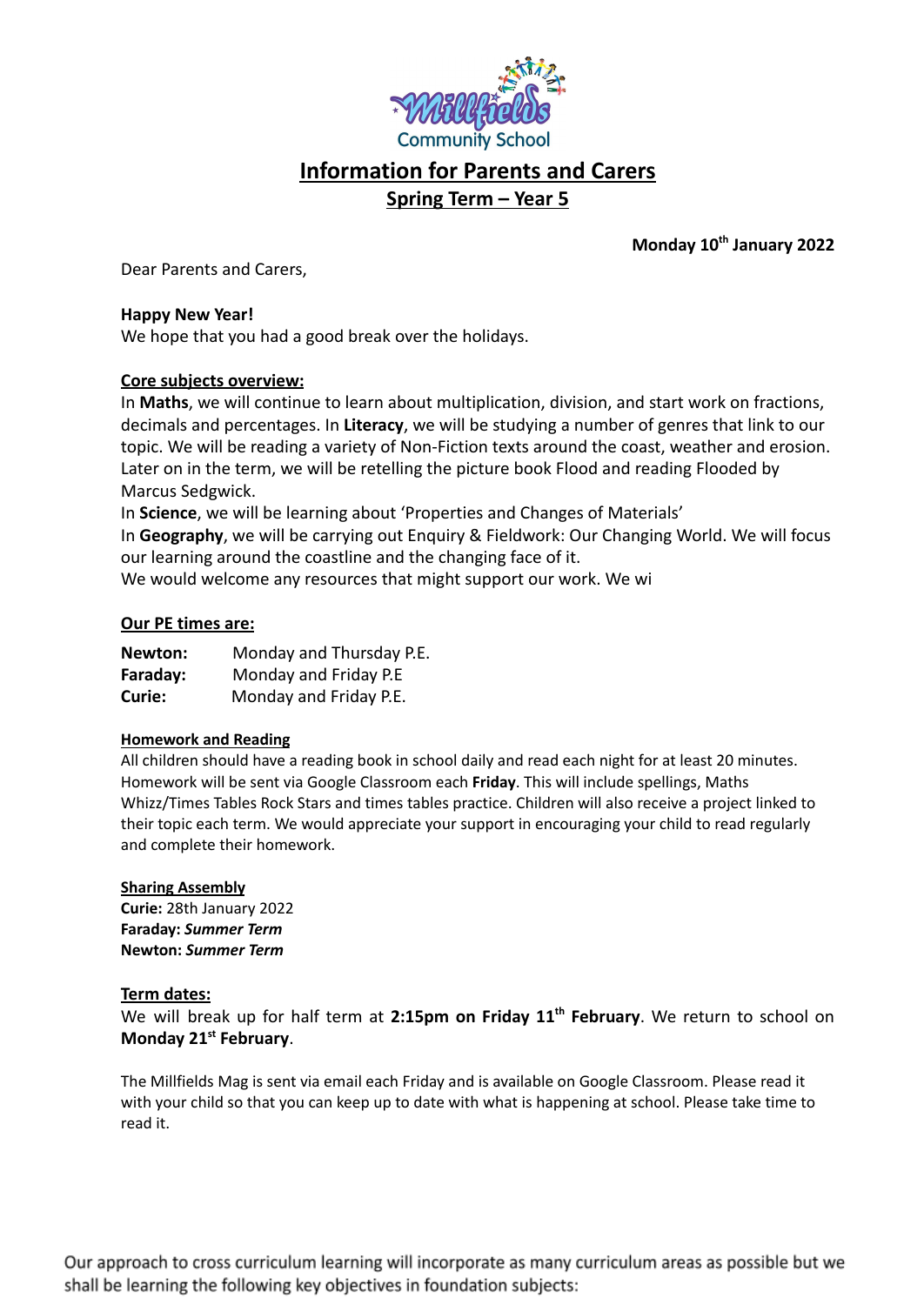Millfields Community School

# Information for Parents and Carers

## Spring Term – Year 5

**Monday 10th January 2022**

Dear Parents and Carers,

**Happy New Year!**
We hope that you had a good break over the holidays.

**Core subjects overview:**
In **Maths**, we will continue to learn about multiplication, division, and start work on fractions, decimals and percentages. In **Literacy**, we will be studying a number of genres that link to our topic. We will be reading a variety of Non-Fiction texts around the coast, weather and erosion. Later on in the term, we will be retelling the picture book Flood and reading Flooded by Marcus Sedgwick.
In **Science**, we will be learning about 'Properties and Changes of Materials'
In **Geography**, we will be carrying out Enquiry & Fieldwork: Our Changing World. We will focus our learning around the coastline and the changing face of it.
We would welcome any resources that might support our work. We wi

**Our PE times are:**

| | |
|---|---|
| **Newton:** | Monday and Thursday P.E. |
| **Faraday:** | Monday and Friday P.E |
| **Curie:** | Monday and Friday P.E. |

**Homework and Reading**
All children should have a reading book in school daily and read each night for at least 20 minutes. Homework will be sent via Google Classroom each **Friday**. This will include spellings, Maths Whizz/Times Tables Rock Stars and times tables practice. Children will also receive a project linked to their topic each term. We would appreciate your support in encouraging your child to read regularly and complete their homework.

**Sharing Assembly**
**Curie:** 28th January 2022
**Faraday:** ***Summer Term***
**Newton:** ***Summer Term***

**Term dates:**
We will break up for half term at **2:15pm on Friday 11th February**. We return to school on **Monday 21st February**.

The Millfields Mag is sent via email each Friday and is available on Google Classroom. Please read it with your child so that you can keep up to date with what is happening at school. Please take time to read it.

Our approach to cross curriculum learning will incorporate as many curriculum areas as possible but we shall be learning the following key objectives in foundation subjects: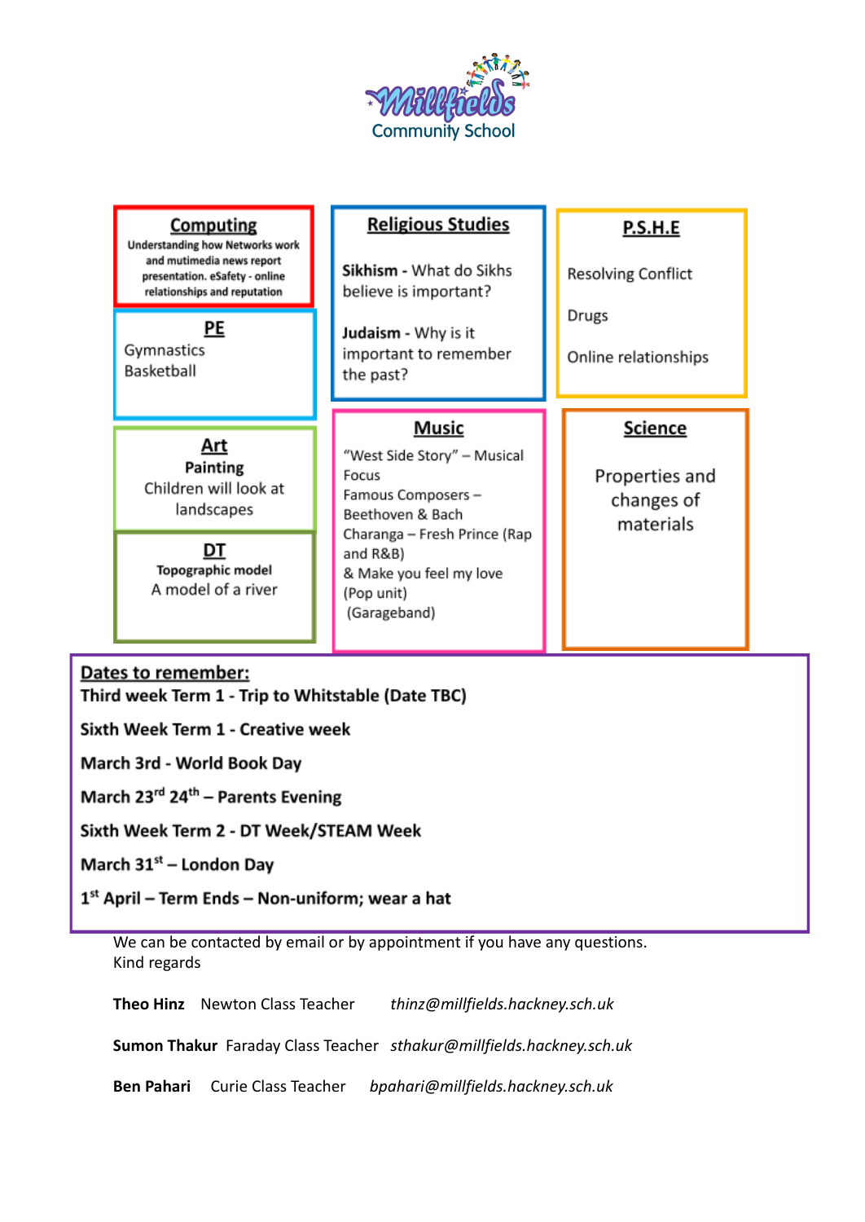Millfields Community School

## Computing

Understanding how Networks work and mutimedia news report presentation. eSafety - online relationships and reputation

## PE

Gymnastics
Basketball

## Religious Studies

**Sikhism** - What do Sikhs believe is important?

**Judaism** - Why is it important to remember the past?

## P.S.H.E

Resolving Conflict

Drugs

Online relationships

## Art

**Painting**
Children will look at landscapes

## DT

**Topographic model**
A model of a river

## Music

"West Side Story" – Musical Focus
Famous Composers – Beethoven & Bach
Charanga – Fresh Prince (Rap and R&B)
& Make you feel my love (Pop unit)
(Garageband)

## Science

Properties and changes of materials

## Dates to remember:

**Third week Term 1 - Trip to Whitstable (Date TBC)**

**Sixth Week Term 1 - Creative week**

**March 3rd - World Book Day**

**March 23rd 24th – Parents Evening**

**Sixth Week Term 2 - DT Week/STEAM Week**

**March 31st – London Day**

**1st April – Term Ends – Non-uniform; wear a hat**

We can be contacted by email or by appointment if you have any questions.
Kind regards

**Theo Hinz** Newton Class Teacher *thinz@millfields.hackney.sch.uk*

**Sumon Thakur** Faraday Class Teacher *sthakur@millfields.hackney.sch.uk*

**Ben Pahari** Curie Class Teacher *bpahari@millfields.hackney.sch.uk*